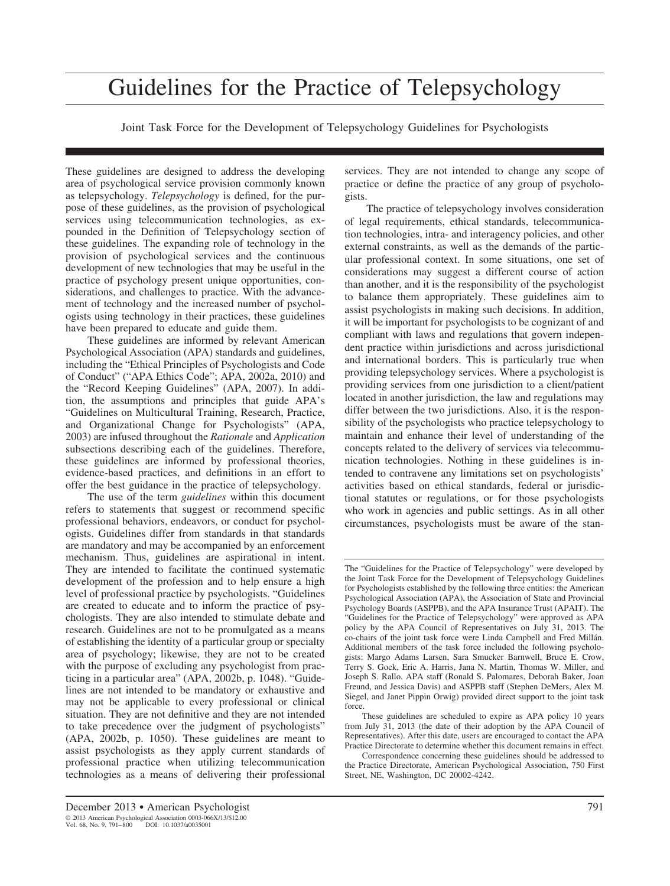# Guidelines for the Practice of Telepsychology

Joint Task Force for the Development of Telepsychology Guidelines for Psychologists

These guidelines are designed to address the developing area of psychological service provision commonly known as telepsychology. *Telepsychology* is defined, for the purpose of these guidelines, as the provision of psychological services using telecommunication technologies, as expounded in the Definition of Telepsychology section of these guidelines. The expanding role of technology in the provision of psychological services and the continuous development of new technologies that may be useful in the practice of psychology present unique opportunities, considerations, and challenges to practice. With the advancement of technology and the increased number of psychologists using technology in their practices, these guidelines have been prepared to educate and guide them.

These guidelines are informed by relevant American Psychological Association (APA) standards and guidelines, including the "Ethical Principles of Psychologists and Code of Conduct" ("APA Ethics Code"; APA, 2002a, 2010) and the "Record Keeping Guidelines" (APA, 2007). In addition, the assumptions and principles that guide APA's "Guidelines on Multicultural Training, Research, Practice, and Organizational Change for Psychologists" (APA, 2003) are infused throughout the *Rationale* and *Application* subsections describing each of the guidelines. Therefore, these guidelines are informed by professional theories, evidence-based practices, and definitions in an effort to offer the best guidance in the practice of telepsychology.

The use of the term *guidelines* within this document refers to statements that suggest or recommend specific professional behaviors, endeavors, or conduct for psychologists. Guidelines differ from standards in that standards are mandatory and may be accompanied by an enforcement mechanism. Thus, guidelines are aspirational in intent. They are intended to facilitate the continued systematic development of the profession and to help ensure a high level of professional practice by psychologists. "Guidelines are created to educate and to inform the practice of psychologists. They are also intended to stimulate debate and research. Guidelines are not to be promulgated as a means of establishing the identity of a particular group or specialty area of psychology; likewise, they are not to be created with the purpose of excluding any psychologist from practicing in a particular area" (APA, 2002b, p. 1048). "Guidelines are not intended to be mandatory or exhaustive and may not be applicable to every professional or clinical situation. They are not definitive and they are not intended to take precedence over the judgment of psychologists" (APA, 2002b, p. 1050). These guidelines are meant to assist psychologists as they apply current standards of professional practice when utilizing telecommunication technologies as a means of delivering their professional services. They are not intended to change any scope of practice or define the practice of any group of psychologists.

The practice of telepsychology involves consideration of legal requirements, ethical standards, telecommunication technologies, intra- and interagency policies, and other external constraints, as well as the demands of the particular professional context. In some situations, one set of considerations may suggest a different course of action than another, and it is the responsibility of the psychologist to balance them appropriately. These guidelines aim to assist psychologists in making such decisions. In addition, it will be important for psychologists to be cognizant of and compliant with laws and regulations that govern independent practice within jurisdictions and across jurisdictional and international borders. This is particularly true when providing telepsychology services. Where a psychologist is providing services from one jurisdiction to a client/patient located in another jurisdiction, the law and regulations may differ between the two jurisdictions. Also, it is the responsibility of the psychologists who practice telepsychology to maintain and enhance their level of understanding of the concepts related to the delivery of services via telecommunication technologies. Nothing in these guidelines is intended to contravene any limitations set on psychologists' activities based on ethical standards, federal or jurisdictional statutes or regulations, or for those psychologists who work in agencies and public settings. As in all other circumstances, psychologists must be aware of the stan-

---

The "Guidelines for the Practice of Telepsychology" were developed by the Joint Task Force for the Development of Telepsychology Guidelines for Psychologists established by the following three entities: the American Psychological Association (APA), the Association of State and Provincial Psychology Boards (ASPPB), and the APA Insurance Trust (APAIT). The "Guidelines for the Practice of Telepsychology" were approved as APA policy by the APA Council of Representatives on July 31, 2013. The co-chairs of the joint task force were Linda Campbell and Fred Millán. Additional members of the task force included the following psychologists: Margo Adams Larsen, Sara Smucker Barnwell, Bruce E. Crow, Terry S. Gock, Eric A. Harris, Jana N. Martin, Thomas W. Miller, and Joseph S. Rallo. APA staff (Ronald S. Palomares, Deborah Baker, Joan Freund, and Jessica Davis) and ASPPB staff (Stephen DeMers, Alex M. Siegel, and Janet Pippin Orwig) provided direct support to the joint task force.

These guidelines are scheduled to expire as APA policy 10 years from July 31, 2013 (the date of their adoption by the APA Council of Representatives). After this date, users are encouraged to contact the APA Practice Directorate to determine whether this document remains in effect.

Correspondence concerning these guidelines should be addressed to the Practice Directorate, American Psychological Association, 750 First Street, NE, Washington, DC 20002-4242.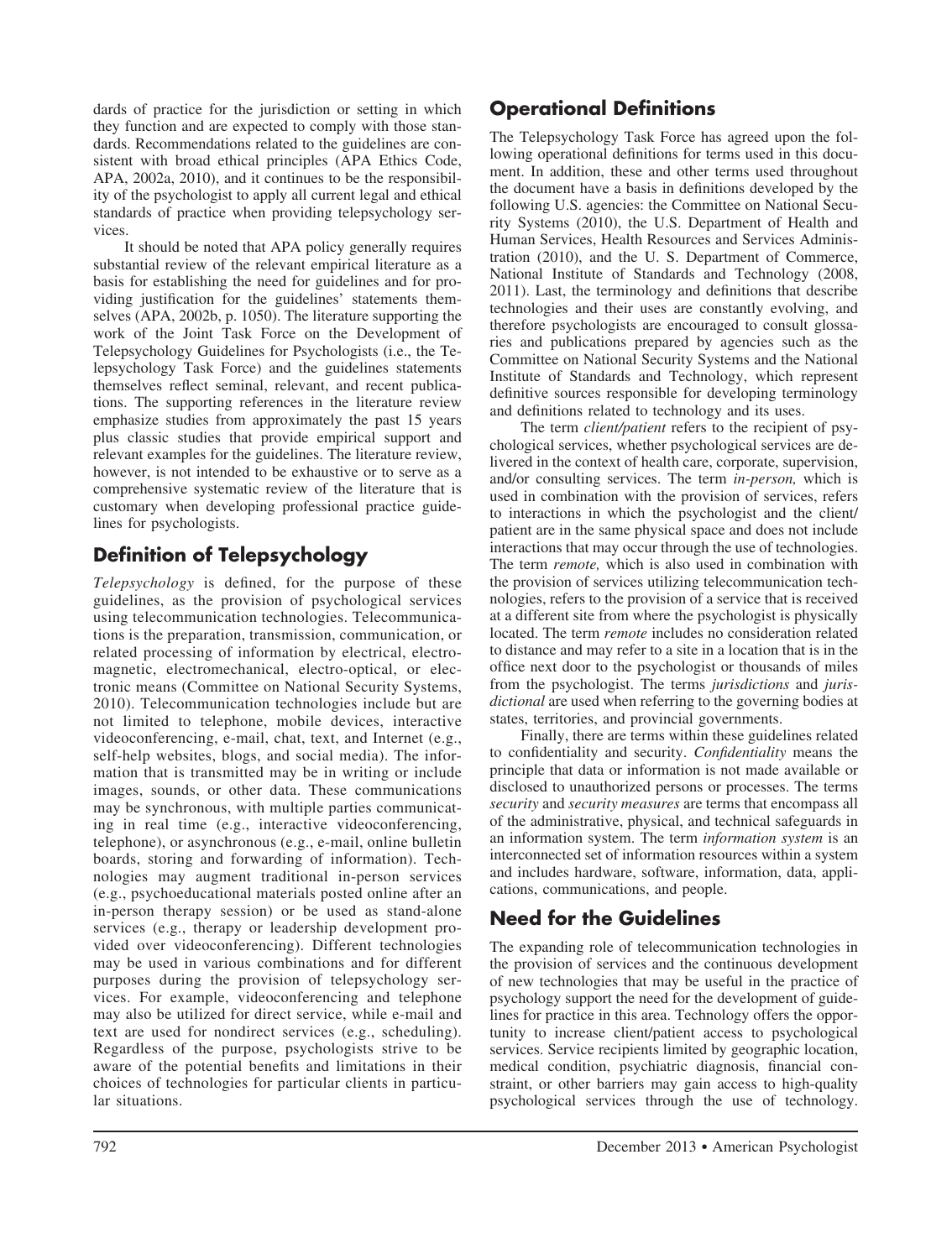dards of practice for the jurisdiction or setting in which they function and are expected to comply with those standards. Recommendations related to the guidelines are consistent with broad ethical principles (APA Ethics Code, APA, 2002a, 2010), and it continues to be the responsibility of the psychologist to apply all current legal and ethical standards of practice when providing telepsychology services.

It should be noted that APA policy generally requires substantial review of the relevant empirical literature as a basis for establishing the need for guidelines and for providing justification for the guidelines' statements themselves (APA, 2002b, p. 1050). The literature supporting the work of the Joint Task Force on the Development of Telepsychology Guidelines for Psychologists (i.e., the Telepsychology Task Force) and the guidelines statements themselves reflect seminal, relevant, and recent publications. The supporting references in the literature review emphasize studies from approximately the past 15 years plus classic studies that provide empirical support and relevant examples for the guidelines. The literature review, however, is not intended to be exhaustive or to serve as a comprehensive systematic review of the literature that is customary when developing professional practice guidelines for psychologists.

## Definition of Telepsychology

*Telepsychology* is defined, for the purpose of these guidelines, as the provision of psychological services using telecommunication technologies. Telecommunications is the preparation, transmission, communication, or related processing of information by electrical, electromagnetic, electromechanical, electro-optical, or electronic means (Committee on National Security Systems, 2010). Telecommunication technologies include but are not limited to telephone, mobile devices, interactive videoconferencing, e-mail, chat, text, and Internet (e.g., self-help websites, blogs, and social media). The information that is transmitted may be in writing or include images, sounds, or other data. These communications may be synchronous, with multiple parties communicating in real time (e.g., interactive videoconferencing, telephone), or asynchronous (e.g., e-mail, online bulletin boards, storing and forwarding of information). Technologies may augment traditional in-person services (e.g., psychoeducational materials posted online after an in-person therapy session) or be used as stand-alone services (e.g., therapy or leadership development provided over videoconferencing). Different technologies may be used in various combinations and for different purposes during the provision of telepsychology services. For example, videoconferencing and telephone may also be utilized for direct service, while e-mail and text are used for nondirect services (e.g., scheduling). Regardless of the purpose, psychologists strive to be aware of the potential benefits and limitations in their choices of technologies for particular clients in particular situations.

## Operational Definitions

The Telepsychology Task Force has agreed upon the following operational definitions for terms used in this document. In addition, these and other terms used throughout the document have a basis in definitions developed by the following U.S. agencies: the Committee on National Security Systems (2010), the U.S. Department of Health and Human Services, Health Resources and Services Administration (2010), and the U. S. Department of Commerce, National Institute of Standards and Technology (2008, 2011). Last, the terminology and definitions that describe technologies and their uses are constantly evolving, and therefore psychologists are encouraged to consult glossaries and publications prepared by agencies such as the Committee on National Security Systems and the National Institute of Standards and Technology, which represent definitive sources responsible for developing terminology and definitions related to technology and its uses.

The term *client/patient* refers to the recipient of psychological services, whether psychological services are delivered in the context of health care, corporate, supervision, and/or consulting services. The term *in-person,* which is used in combination with the provision of services, refers to interactions in which the psychologist and the client/patient are in the same physical space and does not include interactions that may occur through the use of technologies. The term *remote,* which is also used in combination with the provision of services utilizing telecommunication technologies, refers to the provision of a service that is received at a different site from where the psychologist is physically located. The term *remote* includes no consideration related to distance and may refer to a site in a location that is in the office next door to the psychologist or thousands of miles from the psychologist. The terms *jurisdictions* and *jurisdictional* are used when referring to the governing bodies at states, territories, and provincial governments.

Finally, there are terms within these guidelines related to confidentiality and security. *Confidentiality* means the principle that data or information is not made available or disclosed to unauthorized persons or processes. The terms *security* and *security measures* are terms that encompass all of the administrative, physical, and technical safeguards in an information system. The term *information system* is an interconnected set of information resources within a system and includes hardware, software, information, data, applications, communications, and people.

## Need for the Guidelines

The expanding role of telecommunication technologies in the provision of services and the continuous development of new technologies that may be useful in the practice of psychology support the need for the development of guidelines for practice in this area. Technology offers the opportunity to increase client/patient access to psychological services. Service recipients limited by geographic location, medical condition, psychiatric diagnosis, financial constraint, or other barriers may gain access to high-quality psychological services through the use of technology.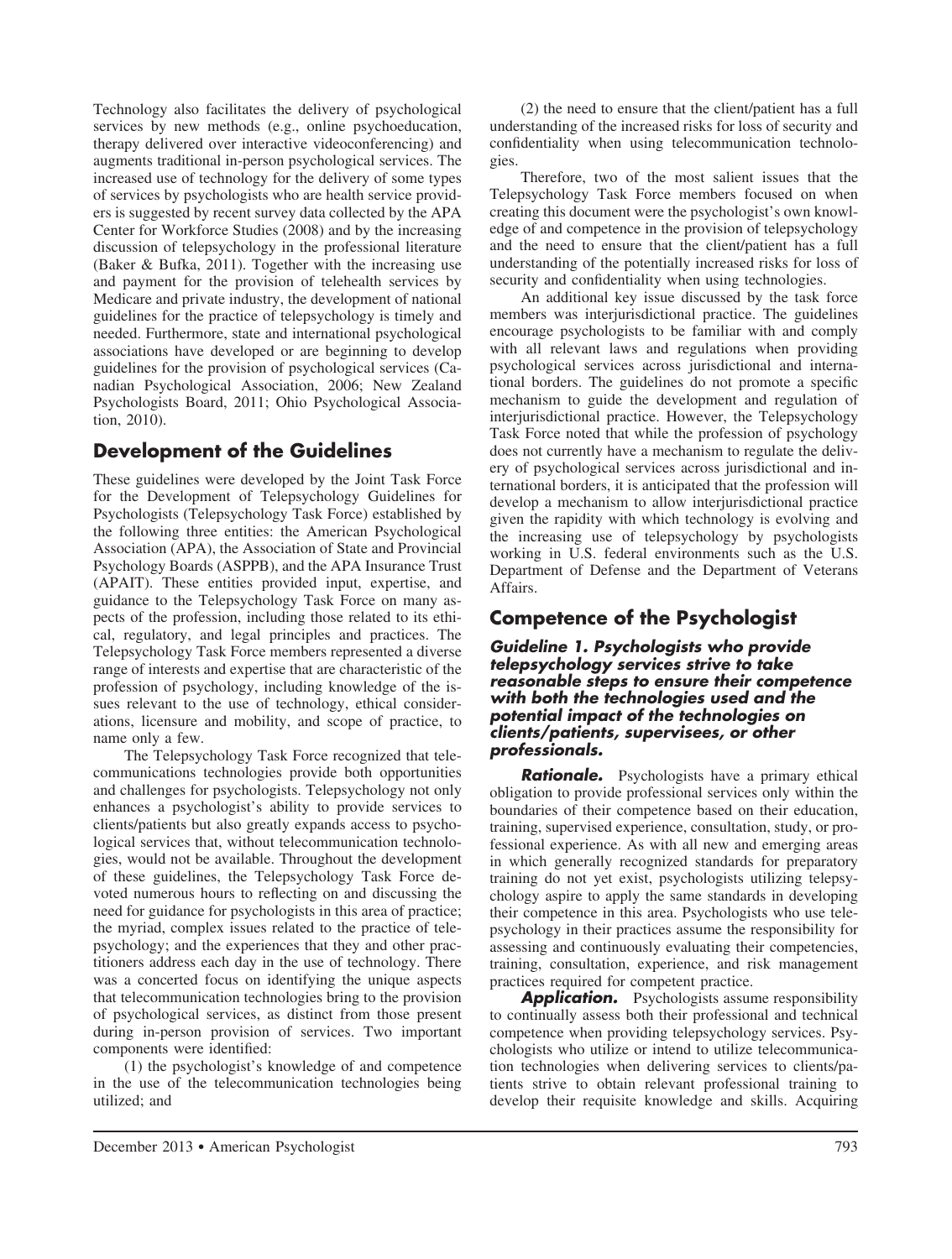Technology also facilitates the delivery of psychological services by new methods (e.g., online psychoeducation, therapy delivered over interactive videoconferencing) and augments traditional in-person psychological services. The increased use of technology for the delivery of some types of services by psychologists who are health service providers is suggested by recent survey data collected by the APA Center for Workforce Studies (2008) and by the increasing discussion of telepsychology in the professional literature (Baker & Bufka, 2011). Together with the increasing use and payment for the provision of telehealth services by Medicare and private industry, the development of national guidelines for the practice of telepsychology is timely and needed. Furthermore, state and international psychological associations have developed or are beginning to develop guidelines for the provision of psychological services (Canadian Psychological Association, 2006; New Zealand Psychologists Board, 2011; Ohio Psychological Association, 2010).

## Development of the Guidelines

These guidelines were developed by the Joint Task Force for the Development of Telepsychology Guidelines for Psychologists (Telepsychology Task Force) established by the following three entities: the American Psychological Association (APA), the Association of State and Provincial Psychology Boards (ASPPB), and the APA Insurance Trust (APAIT). These entities provided input, expertise, and guidance to the Telepsychology Task Force on many aspects of the profession, including those related to its ethical, regulatory, and legal principles and practices. The Telepsychology Task Force members represented a diverse range of interests and expertise that are characteristic of the profession of psychology, including knowledge of the issues relevant to the use of technology, ethical considerations, licensure and mobility, and scope of practice, to name only a few.

The Telepsychology Task Force recognized that telecommunications technologies provide both opportunities and challenges for psychologists. Telepsychology not only enhances a psychologist's ability to provide services to clients/patients but also greatly expands access to psychological services that, without telecommunication technologies, would not be available. Throughout the development of these guidelines, the Telepsychology Task Force devoted numerous hours to reflecting on and discussing the need for guidance for psychologists in this area of practice; the myriad, complex issues related to the practice of telepsychology; and the experiences that they and other practitioners address each day in the use of technology. There was a concerted focus on identifying the unique aspects that telecommunication technologies bring to the provision of psychological services, as distinct from those present during in-person provision of services. Two important components were identified:

(1) the psychologist's knowledge of and competence in the use of the telecommunication technologies being utilized; and

(2) the need to ensure that the client/patient has a full understanding of the increased risks for loss of security and confidentiality when using telecommunication technologies.

Therefore, two of the most salient issues that the Telepsychology Task Force members focused on when creating this document were the psychologist's own knowledge of and competence in the provision of telepsychology and the need to ensure that the client/patient has a full understanding of the potentially increased risks for loss of security and confidentiality when using technologies.

An additional key issue discussed by the task force members was interjurisdictional practice. The guidelines encourage psychologists to be familiar with and comply with all relevant laws and regulations when providing psychological services across jurisdictional and international borders. The guidelines do not promote a specific mechanism to guide the development and regulation of interjurisdictional practice. However, the Telepsychology Task Force noted that while the profession of psychology does not currently have a mechanism to regulate the delivery of psychological services across jurisdictional and international borders, it is anticipated that the profession will develop a mechanism to allow interjurisdictional practice given the rapidity with which technology is evolving and the increasing use of telepsychology by psychologists working in U.S. federal environments such as the U.S. Department of Defense and the Department of Veterans Affairs.

## Competence of the Psychologist

### Guideline 1. Psychologists who provide telepsychology services strive to take reasonable steps to ensure their competence with both the technologies used and the potential impact of the technologies on clients/patients, supervisees, or other professionals.

***Rationale.*** Psychologists have a primary ethical obligation to provide professional services only within the boundaries of their competence based on their education, training, supervised experience, consultation, study, or professional experience. As with all new and emerging areas in which generally recognized standards for preparatory training do not yet exist, psychologists utilizing telepsychology aspire to apply the same standards in developing their competence in this area. Psychologists who use telepsychology in their practices assume the responsibility for assessing and continuously evaluating their competencies, training, consultation, experience, and risk management practices required for competent practice.

***Application.*** Psychologists assume responsibility to continually assess both their professional and technical competence when providing telepsychology services. Psychologists who utilize or intend to utilize telecommunication technologies when delivering services to clients/patients strive to obtain relevant professional training to develop their requisite knowledge and skills. Acquiring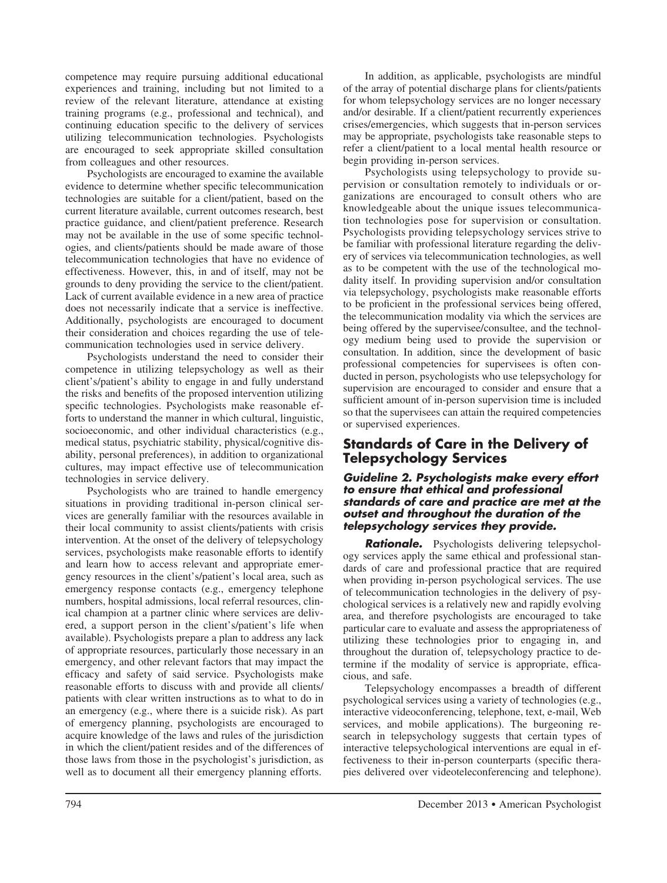competence may require pursuing additional educational experiences and training, including but not limited to a review of the relevant literature, attendance at existing training programs (e.g., professional and technical), and continuing education specific to the delivery of services utilizing telecommunication technologies. Psychologists are encouraged to seek appropriate skilled consultation from colleagues and other resources.

Psychologists are encouraged to examine the available evidence to determine whether specific telecommunication technologies are suitable for a client/patient, based on the current literature available, current outcomes research, best practice guidance, and client/patient preference. Research may not be available in the use of some specific technologies, and clients/patients should be made aware of those telecommunication technologies that have no evidence of effectiveness. However, this, in and of itself, may not be grounds to deny providing the service to the client/patient. Lack of current available evidence in a new area of practice does not necessarily indicate that a service is ineffective. Additionally, psychologists are encouraged to document their consideration and choices regarding the use of telecommunication technologies used in service delivery.

Psychologists understand the need to consider their competence in utilizing telepsychology as well as their client's/patient's ability to engage in and fully understand the risks and benefits of the proposed intervention utilizing specific technologies. Psychologists make reasonable efforts to understand the manner in which cultural, linguistic, socioeconomic, and other individual characteristics (e.g., medical status, psychiatric stability, physical/cognitive disability, personal preferences), in addition to organizational cultures, may impact effective use of telecommunication technologies in service delivery.

Psychologists who are trained to handle emergency situations in providing traditional in-person clinical services are generally familiar with the resources available in their local community to assist clients/patients with crisis intervention. At the onset of the delivery of telepsychology services, psychologists make reasonable efforts to identify and learn how to access relevant and appropriate emergency resources in the client's/patient's local area, such as emergency response contacts (e.g., emergency telephone numbers, hospital admissions, local referral resources, clinical champion at a partner clinic where services are delivered, a support person in the client's/patient's life when available). Psychologists prepare a plan to address any lack of appropriate resources, particularly those necessary in an emergency, and other relevant factors that may impact the efficacy and safety of said service. Psychologists make reasonable efforts to discuss with and provide all clients/patients with clear written instructions as to what to do in an emergency (e.g., where there is a suicide risk). As part of emergency planning, psychologists are encouraged to acquire knowledge of the laws and rules of the jurisdiction in which the client/patient resides and of the differences of those laws from those in the psychologist's jurisdiction, as well as to document all their emergency planning efforts.

In addition, as applicable, psychologists are mindful of the array of potential discharge plans for clients/patients for whom telepsychology services are no longer necessary and/or desirable. If a client/patient recurrently experiences crises/emergencies, which suggests that in-person services may be appropriate, psychologists take reasonable steps to refer a client/patient to a local mental health resource or begin providing in-person services.

Psychologists using telepsychology to provide supervision or consultation remotely to individuals or organizations are encouraged to consult others who are knowledgeable about the unique issues telecommunication technologies pose for supervision or consultation. Psychologists providing telepsychology services strive to be familiar with professional literature regarding the delivery of services via telecommunication technologies, as well as to be competent with the use of the technological modality itself. In providing supervision and/or consultation via telepsychology, psychologists make reasonable efforts to be proficient in the professional services being offered, the telecommunication modality via which the services are being offered by the supervisee/consultee, and the technology medium being used to provide the supervision or consultation. In addition, since the development of basic professional competencies for supervisees is often conducted in person, psychologists who use telepsychology for supervision are encouraged to consider and ensure that a sufficient amount of in-person supervision time is included so that the supervisees can attain the required competencies or supervised experiences.

## Standards of Care in the Delivery of Telepsychology Services

### *Guideline 2. Psychologists make every effort to ensure that ethical and professional standards of care and practice are met at the outset and throughout the duration of the telepsychology services they provide.*

***Rationale.*** Psychologists delivering telepsychology services apply the same ethical and professional standards of care and professional practice that are required when providing in-person psychological services. The use of telecommunication technologies in the delivery of psychological services is a relatively new and rapidly evolving area, and therefore psychologists are encouraged to take particular care to evaluate and assess the appropriateness of utilizing these technologies prior to engaging in, and throughout the duration of, telepsychology practice to determine if the modality of service is appropriate, efficacious, and safe.

Telepsychology encompasses a breadth of different psychological services using a variety of technologies (e.g., interactive videoconferencing, telephone, text, e-mail, Web services, and mobile applications). The burgeoning research in telepsychology suggests that certain types of interactive telepsychological interventions are equal in effectiveness to their in-person counterparts (specific therapies delivered over videoteleconferencing and telephone).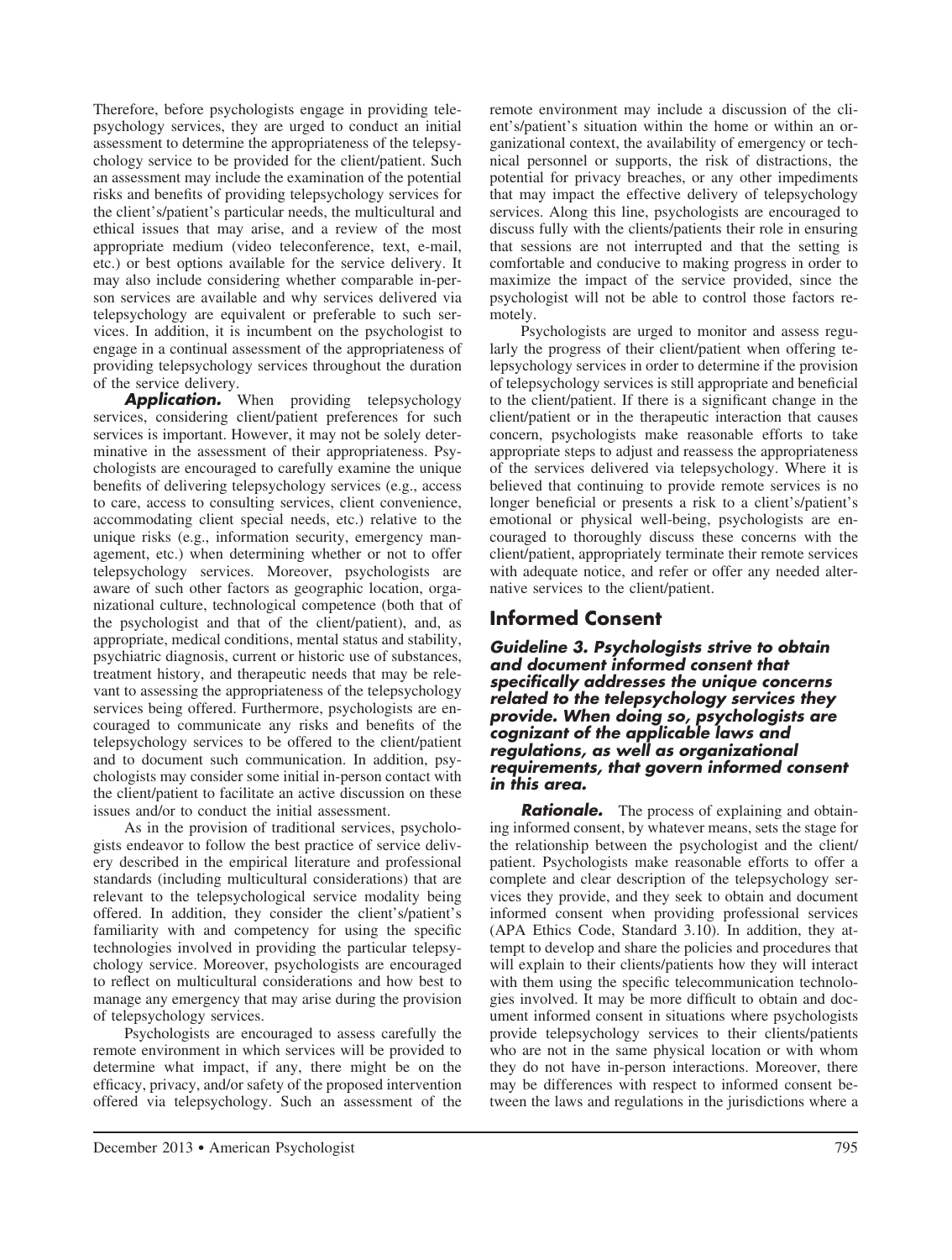Therefore, before psychologists engage in providing telepsychology services, they are urged to conduct an initial assessment to determine the appropriateness of the telepsychology service to be provided for the client/patient. Such an assessment may include the examination of the potential risks and benefits of providing telepsychology services for the client's/patient's particular needs, the multicultural and ethical issues that may arise, and a review of the most appropriate medium (video teleconference, text, e-mail, etc.) or best options available for the service delivery. It may also include considering whether comparable in-person services are available and why services delivered via telepsychology are equivalent or preferable to such services. In addition, it is incumbent on the psychologist to engage in a continual assessment of the appropriateness of providing telepsychology services throughout the duration of the service delivery.

***Application.*** When providing telepsychology services, considering client/patient preferences for such services is important. However, it may not be solely determinative in the assessment of their appropriateness. Psychologists are encouraged to carefully examine the unique benefits of delivering telepsychology services (e.g., access to care, access to consulting services, client convenience, accommodating client special needs, etc.) relative to the unique risks (e.g., information security, emergency management, etc.) when determining whether or not to offer telepsychology services. Moreover, psychologists are aware of such other factors as geographic location, organizational culture, technological competence (both that of the psychologist and that of the client/patient), and, as appropriate, medical conditions, mental status and stability, psychiatric diagnosis, current or historic use of substances, treatment history, and therapeutic needs that may be relevant to assessing the appropriateness of the telepsychology services being offered. Furthermore, psychologists are encouraged to communicate any risks and benefits of the telepsychology services to be offered to the client/patient and to document such communication. In addition, psychologists may consider some initial in-person contact with the client/patient to facilitate an active discussion on these issues and/or to conduct the initial assessment.

As in the provision of traditional services, psychologists endeavor to follow the best practice of service delivery described in the empirical literature and professional standards (including multicultural considerations) that are relevant to the telepsychological service modality being offered. In addition, they consider the client's/patient's familiarity with and competency for using the specific technologies involved in providing the particular telepsychology service. Moreover, psychologists are encouraged to reflect on multicultural considerations and how best to manage any emergency that may arise during the provision of telepsychology services.

Psychologists are encouraged to assess carefully the remote environment in which services will be provided to determine what impact, if any, there might be on the efficacy, privacy, and/or safety of the proposed intervention offered via telepsychology. Such an assessment of the remote environment may include a discussion of the client's/patient's situation within the home or within an organizational context, the availability of emergency or technical personnel or supports, the risk of distractions, the potential for privacy breaches, or any other impediments that may impact the effective delivery of telepsychology services. Along this line, psychologists are encouraged to discuss fully with the clients/patients their role in ensuring that sessions are not interrupted and that the setting is comfortable and conducive to making progress in order to maximize the impact of the service provided, since the psychologist will not be able to control those factors remotely.

Psychologists are urged to monitor and assess regularly the progress of their client/patient when offering telepsychology services in order to determine if the provision of telepsychology services is still appropriate and beneficial to the client/patient. If there is a significant change in the client/patient or in the therapeutic interaction that causes concern, psychologists make reasonable efforts to take appropriate steps to adjust and reassess the appropriateness of the services delivered via telepsychology. Where it is believed that continuing to provide remote services is no longer beneficial or presents a risk to a client's/patient's emotional or physical well-being, psychologists are encouraged to thoroughly discuss these concerns with the client/patient, appropriately terminate their remote services with adequate notice, and refer or offer any needed alternative services to the client/patient.

## Informed Consent

***Guideline 3. Psychologists strive to obtain and document informed consent that specifically addresses the unique concerns related to the telepsychology services they provide. When doing so, psychologists are cognizant of the applicable laws and regulations, as well as organizational requirements, that govern informed consent in this area.***

***Rationale.*** The process of explaining and obtaining informed consent, by whatever means, sets the stage for the relationship between the psychologist and the client/patient. Psychologists make reasonable efforts to offer a complete and clear description of the telepsychology services they provide, and they seek to obtain and document informed consent when providing professional services (APA Ethics Code, Standard 3.10). In addition, they attempt to develop and share the policies and procedures that will explain to their clients/patients how they will interact with them using the specific telecommunication technologies involved. It may be more difficult to obtain and document informed consent in situations where psychologists provide telepsychology services to their clients/patients who are not in the same physical location or with whom they do not have in-person interactions. Moreover, there may be differences with respect to informed consent between the laws and regulations in the jurisdictions where a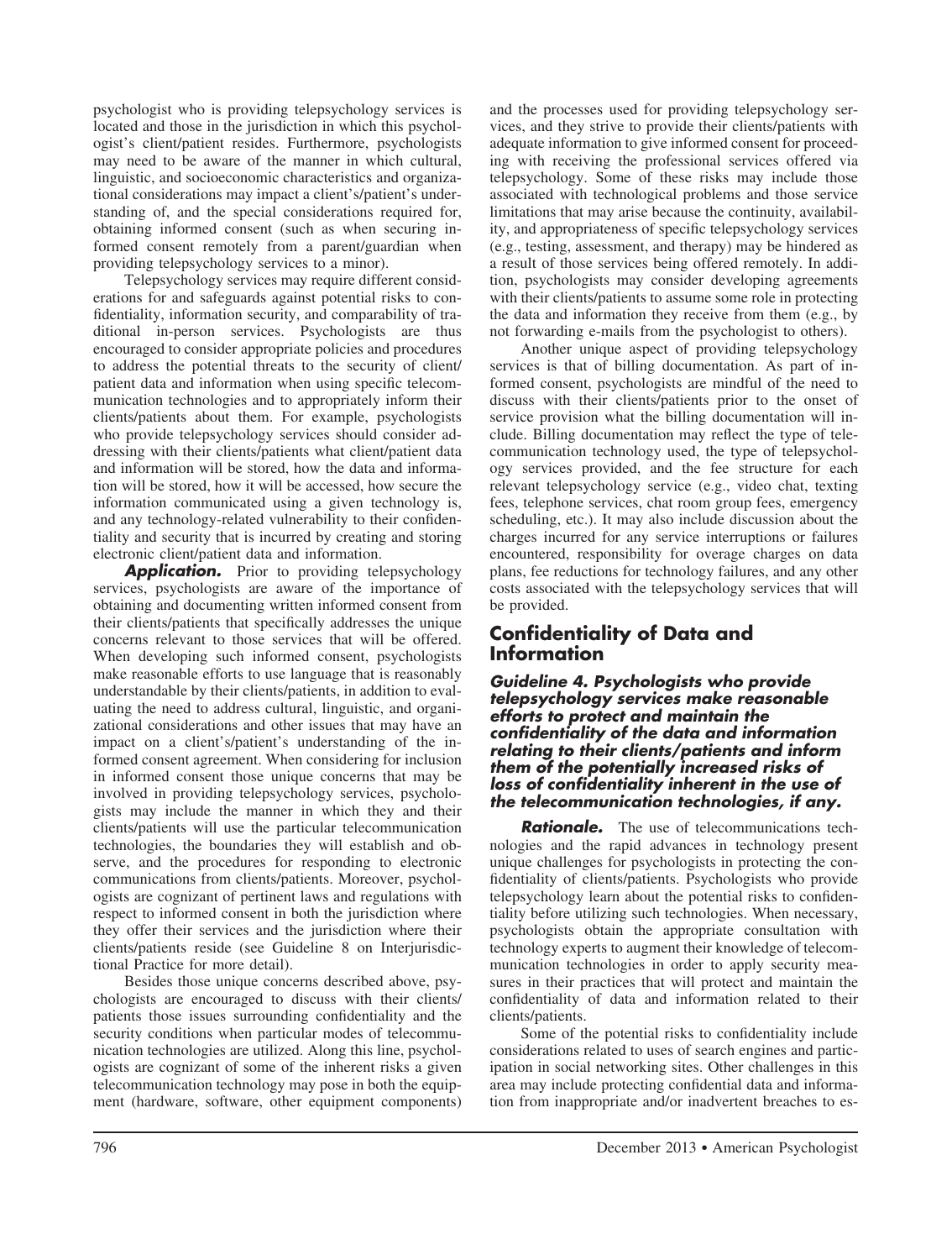psychologist who is providing telepsychology services is located and those in the jurisdiction in which this psychologist's client/patient resides. Furthermore, psychologists may need to be aware of the manner in which cultural, linguistic, and socioeconomic characteristics and organizational considerations may impact a client's/patient's understanding of, and the special considerations required for, obtaining informed consent (such as when securing informed consent remotely from a parent/guardian when providing telepsychology services to a minor).

Telepsychology services may require different considerations for and safeguards against potential risks to confidentiality, information security, and comparability of traditional in-person services. Psychologists are thus encouraged to consider appropriate policies and procedures to address the potential threats to the security of client/patient data and information when using specific telecommunication technologies and to appropriately inform their clients/patients about them. For example, psychologists who provide telepsychology services should consider addressing with their clients/patients what client/patient data and information will be stored, how the data and information will be stored, how it will be accessed, how secure the information communicated using a given technology is, and any technology-related vulnerability to their confidentiality and security that is incurred by creating and storing electronic client/patient data and information.

***Application.*** Prior to providing telepsychology services, psychologists are aware of the importance of obtaining and documenting written informed consent from their clients/patients that specifically addresses the unique concerns relevant to those services that will be offered. When developing such informed consent, psychologists make reasonable efforts to use language that is reasonably understandable by their clients/patients, in addition to evaluating the need to address cultural, linguistic, and organizational considerations and other issues that may have an impact on a client's/patient's understanding of the informed consent agreement. When considering for inclusion in informed consent those unique concerns that may be involved in providing telepsychology services, psychologists may include the manner in which they and their clients/patients will use the particular telecommunication technologies, the boundaries they will establish and observe, and the procedures for responding to electronic communications from clients/patients. Moreover, psychologists are cognizant of pertinent laws and regulations with respect to informed consent in both the jurisdiction where they offer their services and the jurisdiction where their clients/patients reside (see Guideline 8 on Interjurisdictional Practice for more detail).

Besides those unique concerns described above, psychologists are encouraged to discuss with their clients/patients those issues surrounding confidentiality and the security conditions when particular modes of telecommunication technologies are utilized. Along this line, psychologists are cognizant of some of the inherent risks a given telecommunication technology may pose in both the equipment (hardware, software, other equipment components) and the processes used for providing telepsychology services, and they strive to provide their clients/patients with adequate information to give informed consent for proceeding with receiving the professional services offered via telepsychology. Some of these risks may include those associated with technological problems and those service limitations that may arise because the continuity, availability, and appropriateness of specific telepsychology services (e.g., testing, assessment, and therapy) may be hindered as a result of those services being offered remotely. In addition, psychologists may consider developing agreements with their clients/patients to assume some role in protecting the data and information they receive from them (e.g., by not forwarding e-mails from the psychologist to others).

Another unique aspect of providing telepsychology services is that of billing documentation. As part of informed consent, psychologists are mindful of the need to discuss with their clients/patients prior to the onset of service provision what the billing documentation will include. Billing documentation may reflect the type of telecommunication technology used, the type of telepsychology services provided, and the fee structure for each relevant telepsychology service (e.g., video chat, texting fees, telephone services, chat room group fees, emergency scheduling, etc.). It may also include discussion about the charges incurred for any service interruptions or failures encountered, responsibility for overage charges on data plans, fee reductions for technology failures, and any other costs associated with the telepsychology services that will be provided.

## Confidentiality of Data and Information

### *Guideline 4. Psychologists who provide telepsychology services make reasonable efforts to protect and maintain the confidentiality of the data and information relating to their clients/patients and inform them of the potentially increased risks of loss of confidentiality inherent in the use of the telecommunication technologies, if any.*

***Rationale.*** The use of telecommunications technologies and the rapid advances in technology present unique challenges for psychologists in protecting the confidentiality of clients/patients. Psychologists who provide telepsychology learn about the potential risks to confidentiality before utilizing such technologies. When necessary, psychologists obtain the appropriate consultation with technology experts to augment their knowledge of telecommunication technologies in order to apply security measures in their practices that will protect and maintain the confidentiality of data and information related to their clients/patients.

Some of the potential risks to confidentiality include considerations related to uses of search engines and participation in social networking sites. Other challenges in this area may include protecting confidential data and information from inappropriate and/or inadvertent breaches to es-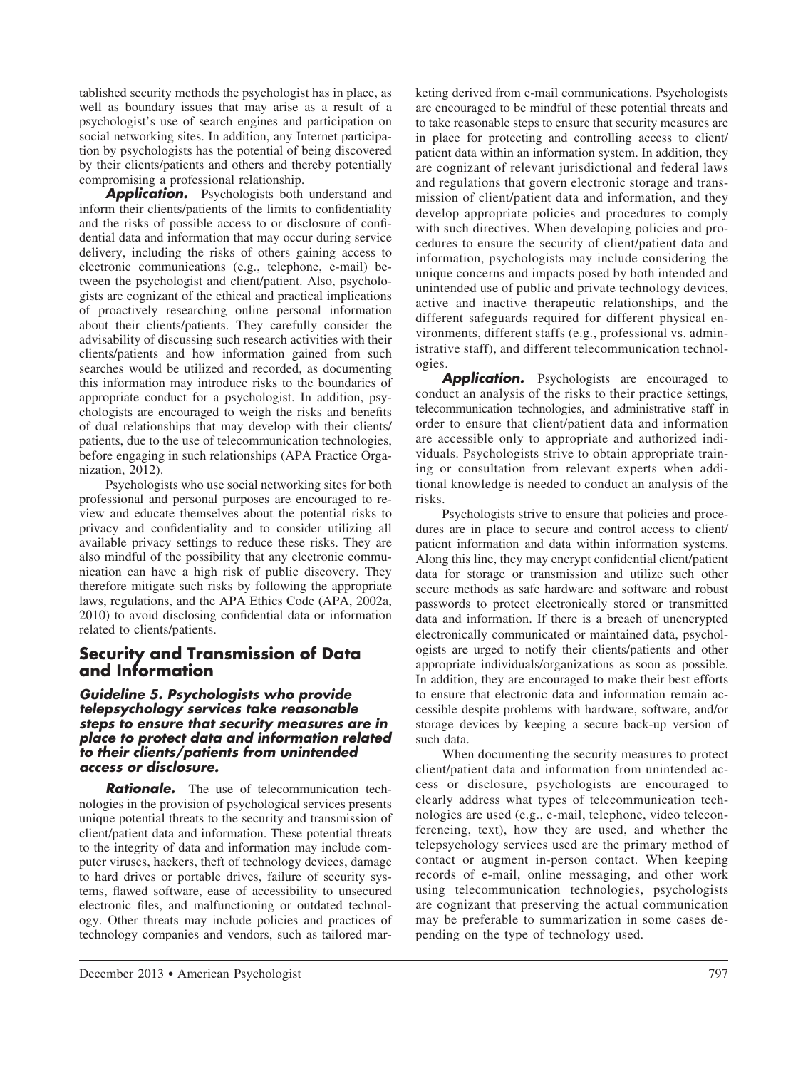tablished security methods the psychologist has in place, as well as boundary issues that may arise as a result of a psychologist's use of search engines and participation on social networking sites. In addition, any Internet participation by psychologists has the potential of being discovered by their clients/patients and others and thereby potentially compromising a professional relationship.

***Application.*** Psychologists both understand and inform their clients/patients of the limits to confidentiality and the risks of possible access to or disclosure of confidential data and information that may occur during service delivery, including the risks of others gaining access to electronic communications (e.g., telephone, e-mail) between the psychologist and client/patient. Also, psychologists are cognizant of the ethical and practical implications of proactively researching online personal information about their clients/patients. They carefully consider the advisability of discussing such research activities with their clients/patients and how information gained from such searches would be utilized and recorded, as documenting this information may introduce risks to the boundaries of appropriate conduct for a psychologist. In addition, psychologists are encouraged to weigh the risks and benefits of dual relationships that may develop with their clients/patients, due to the use of telecommunication technologies, before engaging in such relationships (APA Practice Organization, 2012).

Psychologists who use social networking sites for both professional and personal purposes are encouraged to review and educate themselves about the potential risks to privacy and confidentiality and to consider utilizing all available privacy settings to reduce these risks. They are also mindful of the possibility that any electronic communication can have a high risk of public discovery. They therefore mitigate such risks by following the appropriate laws, regulations, and the APA Ethics Code (APA, 2002a, 2010) to avoid disclosing confidential data or information related to clients/patients.

## Security and Transmission of Data and Information

### *Guideline 5. Psychologists who provide telepsychology services take reasonable steps to ensure that security measures are in place to protect data and information related to their clients/patients from unintended access or disclosure.*

***Rationale.*** The use of telecommunication technologies in the provision of psychological services presents unique potential threats to the security and transmission of client/patient data and information. These potential threats to the integrity of data and information may include computer viruses, hackers, theft of technology devices, damage to hard drives or portable drives, failure of security systems, flawed software, ease of accessibility to unsecured electronic files, and malfunctioning or outdated technology. Other threats may include policies and practices of technology companies and vendors, such as tailored marketing derived from e-mail communications. Psychologists are encouraged to be mindful of these potential threats and to take reasonable steps to ensure that security measures are in place for protecting and controlling access to client/patient data within an information system. In addition, they are cognizant of relevant jurisdictional and federal laws and regulations that govern electronic storage and transmission of client/patient data and information, and they develop appropriate policies and procedures to comply with such directives. When developing policies and procedures to ensure the security of client/patient data and information, psychologists may include considering the unique concerns and impacts posed by both intended and unintended use of public and private technology devices, active and inactive therapeutic relationships, and the different safeguards required for different physical environments, different staffs (e.g., professional vs. administrative staff), and different telecommunication technologies.

***Application.*** Psychologists are encouraged to conduct an analysis of the risks to their practice settings, telecommunication technologies, and administrative staff in order to ensure that client/patient data and information are accessible only to appropriate and authorized individuals. Psychologists strive to obtain appropriate training or consultation from relevant experts when additional knowledge is needed to conduct an analysis of the risks.

Psychologists strive to ensure that policies and procedures are in place to secure and control access to client/patient information and data within information systems. Along this line, they may encrypt confidential client/patient data for storage or transmission and utilize such other secure methods as safe hardware and software and robust passwords to protect electronically stored or transmitted data and information. If there is a breach of unencrypted electronically communicated or maintained data, psychologists are urged to notify their clients/patients and other appropriate individuals/organizations as soon as possible. In addition, they are encouraged to make their best efforts to ensure that electronic data and information remain accessible despite problems with hardware, software, and/or storage devices by keeping a secure back-up version of such data.

When documenting the security measures to protect client/patient data and information from unintended access or disclosure, psychologists are encouraged to clearly address what types of telecommunication technologies are used (e.g., e-mail, telephone, video teleconferencing, text), how they are used, and whether the telepsychology services used are the primary method of contact or augment in-person contact. When keeping records of e-mail, online messaging, and other work using telecommunication technologies, psychologists are cognizant that preserving the actual communication may be preferable to summarization in some cases depending on the type of technology used.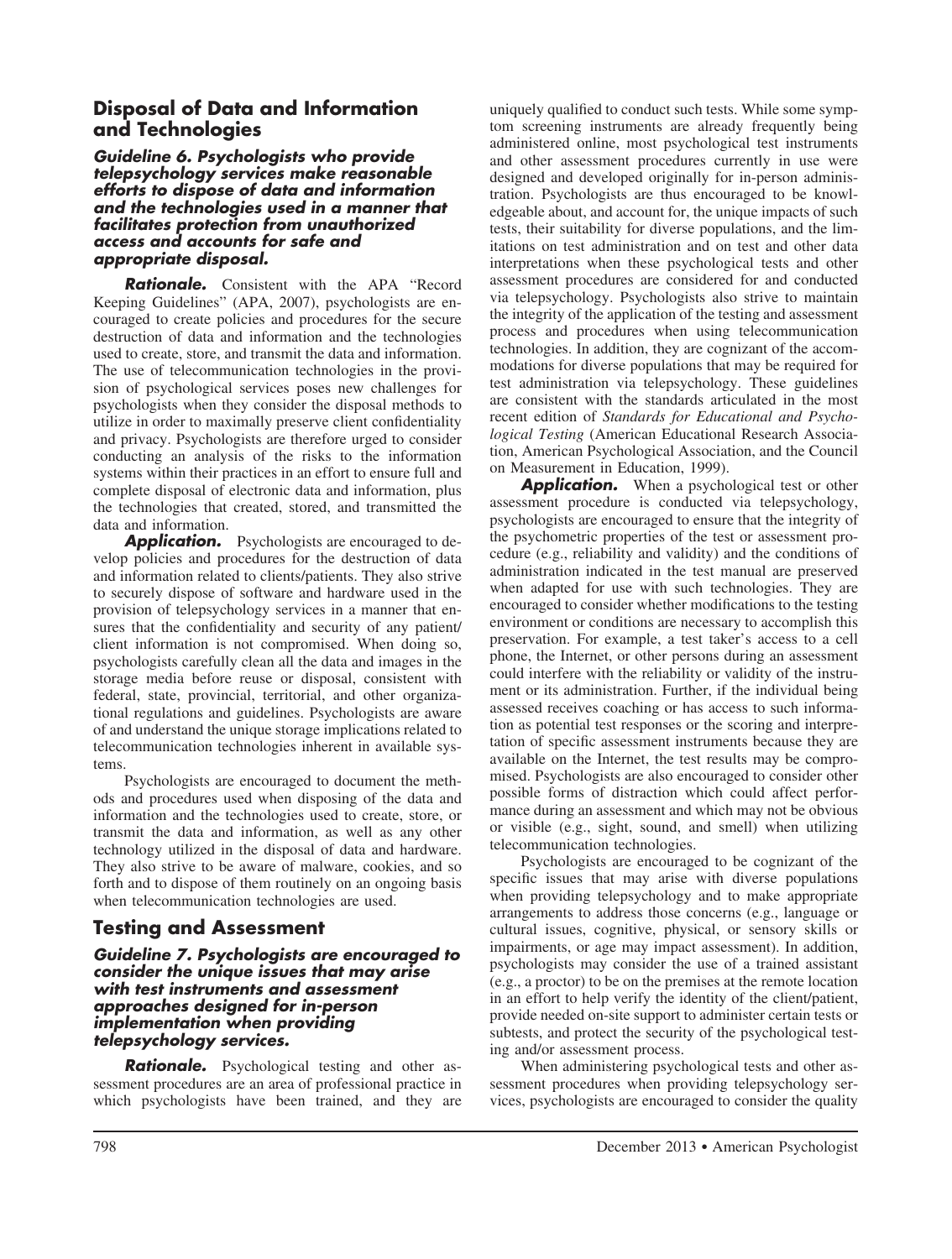## Disposal of Data and Information and Technologies

### *Guideline 6. Psychologists who provide telepsychology services make reasonable efforts to dispose of data and information and the technologies used in a manner that facilitates protection from unauthorized access and accounts for safe and appropriate disposal.*

***Rationale.*** Consistent with the APA "Record Keeping Guidelines" (APA, 2007), psychologists are encouraged to create policies and procedures for the secure destruction of data and information and the technologies used to create, store, and transmit the data and information. The use of telecommunication technologies in the provision of psychological services poses new challenges for psychologists when they consider the disposal methods to utilize in order to maximally preserve client confidentiality and privacy. Psychologists are therefore urged to consider conducting an analysis of the risks to the information systems within their practices in an effort to ensure full and complete disposal of electronic data and information, plus the technologies that created, stored, and transmitted the data and information.

***Application.*** Psychologists are encouraged to develop policies and procedures for the destruction of data and information related to clients/patients. They also strive to securely dispose of software and hardware used in the provision of telepsychology services in a manner that ensures that the confidentiality and security of any patient/client information is not compromised. When doing so, psychologists carefully clean all the data and images in the storage media before reuse or disposal, consistent with federal, state, provincial, territorial, and other organizational regulations and guidelines. Psychologists are aware of and understand the unique storage implications related to telecommunication technologies inherent in available systems.

Psychologists are encouraged to document the methods and procedures used when disposing of the data and information and the technologies used to create, store, or transmit the data and information, as well as any other technology utilized in the disposal of data and hardware. They also strive to be aware of malware, cookies, and so forth and to dispose of them routinely on an ongoing basis when telecommunication technologies are used.

## Testing and Assessment

### *Guideline 7. Psychologists are encouraged to consider the unique issues that may arise with test instruments and assessment approaches designed for in-person implementation when providing telepsychology services.*

***Rationale.*** Psychological testing and other assessment procedures are an area of professional practice in which psychologists have been trained, and they are uniquely qualified to conduct such tests. While some symptom screening instruments are already frequently being administered online, most psychological test instruments and other assessment procedures currently in use were designed and developed originally for in-person administration. Psychologists are thus encouraged to be knowledgeable about, and account for, the unique impacts of such tests, their suitability for diverse populations, and the limitations on test administration and on test and other data interpretations when these psychological tests and other assessment procedures are considered for and conducted via telepsychology. Psychologists also strive to maintain the integrity of the application of the testing and assessment process and procedures when using telecommunication technologies. In addition, they are cognizant of the accommodations for diverse populations that may be required for test administration via telepsychology. These guidelines are consistent with the standards articulated in the most recent edition of *Standards for Educational and Psychological Testing* (American Educational Research Association, American Psychological Association, and the Council on Measurement in Education, 1999).

***Application.*** When a psychological test or other assessment procedure is conducted via telepsychology, psychologists are encouraged to ensure that the integrity of the psychometric properties of the test or assessment procedure (e.g., reliability and validity) and the conditions of administration indicated in the test manual are preserved when adapted for use with such technologies. They are encouraged to consider whether modifications to the testing environment or conditions are necessary to accomplish this preservation. For example, a test taker's access to a cell phone, the Internet, or other persons during an assessment could interfere with the reliability or validity of the instrument or its administration. Further, if the individual being assessed receives coaching or has access to such information as potential test responses or the scoring and interpretation of specific assessment instruments because they are available on the Internet, the test results may be compromised. Psychologists are also encouraged to consider other possible forms of distraction which could affect performance during an assessment and which may not be obvious or visible (e.g., sight, sound, and smell) when utilizing telecommunication technologies.

Psychologists are encouraged to be cognizant of the specific issues that may arise with diverse populations when providing telepsychology and to make appropriate arrangements to address those concerns (e.g., language or cultural issues, cognitive, physical, or sensory skills or impairments, or age may impact assessment). In addition, psychologists may consider the use of a trained assistant (e.g., a proctor) to be on the premises at the remote location in an effort to help verify the identity of the client/patient, provide needed on-site support to administer certain tests or subtests, and protect the security of the psychological testing and/or assessment process.

When administering psychological tests and other assessment procedures when providing telepsychology services, psychologists are encouraged to consider the quality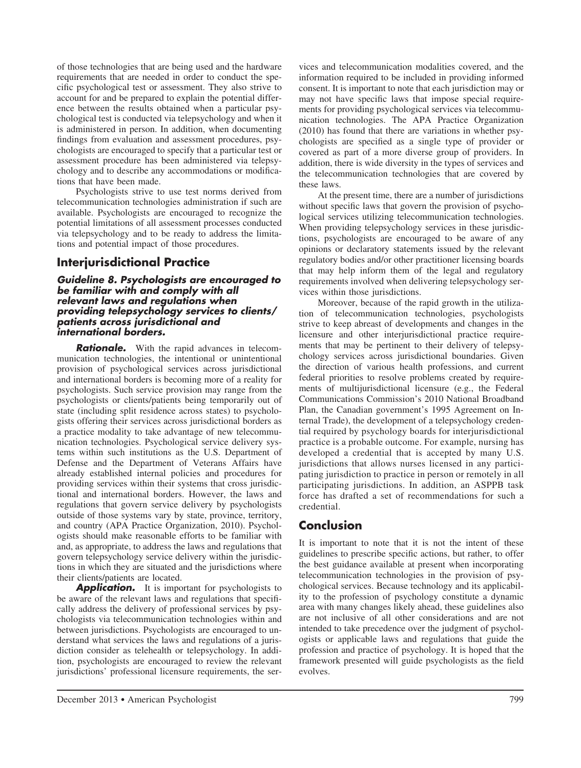of those technologies that are being used and the hardware requirements that are needed in order to conduct the specific psychological test or assessment. They also strive to account for and be prepared to explain the potential difference between the results obtained when a particular psychological test is conducted via telepsychology and when it is administered in person. In addition, when documenting findings from evaluation and assessment procedures, psychologists are encouraged to specify that a particular test or assessment procedure has been administered via telepsychology and to describe any accommodations or modifications that have been made.

Psychologists strive to use test norms derived from telecommunication technologies administration if such are available. Psychologists are encouraged to recognize the potential limitations of all assessment processes conducted via telepsychology and to be ready to address the limitations and potential impact of those procedures.

## Interjurisdictional Practice

### *Guideline 8. Psychologists are encouraged to be familiar with and comply with all relevant laws and regulations when providing telepsychology services to clients/patients across jurisdictional and international borders.*

***Rationale.*** With the rapid advances in telecommunication technologies, the intentional or unintentional provision of psychological services across jurisdictional and international borders is becoming more of a reality for psychologists. Such service provision may range from the psychologists or clients/patients being temporarily out of state (including split residence across states) to psychologists offering their services across jurisdictional borders as a practice modality to take advantage of new telecommunication technologies. Psychological service delivery systems within such institutions as the U.S. Department of Defense and the Department of Veterans Affairs have already established internal policies and procedures for providing services within their systems that cross jurisdictional and international borders. However, the laws and regulations that govern service delivery by psychologists outside of those systems vary by state, province, territory, and country (APA Practice Organization, 2010). Psychologists should make reasonable efforts to be familiar with and, as appropriate, to address the laws and regulations that govern telepsychology service delivery within the jurisdictions in which they are situated and the jurisdictions where their clients/patients are located.

***Application.*** It is important for psychologists to be aware of the relevant laws and regulations that specifically address the delivery of professional services by psychologists via telecommunication technologies within and between jurisdictions. Psychologists are encouraged to understand what services the laws and regulations of a jurisdiction consider as telehealth or telepsychology. In addition, psychologists are encouraged to review the relevant jurisdictions' professional licensure requirements, the services and telecommunication modalities covered, and the information required to be included in providing informed consent. It is important to note that each jurisdiction may or may not have specific laws that impose special requirements for providing psychological services via telecommunication technologies. The APA Practice Organization (2010) has found that there are variations in whether psychologists are specified as a single type of provider or covered as part of a more diverse group of providers. In addition, there is wide diversity in the types of services and the telecommunication technologies that are covered by these laws.

At the present time, there are a number of jurisdictions without specific laws that govern the provision of psychological services utilizing telecommunication technologies. When providing telepsychology services in these jurisdictions, psychologists are encouraged to be aware of any opinions or declaratory statements issued by the relevant regulatory bodies and/or other practitioner licensing boards that may help inform them of the legal and regulatory requirements involved when delivering telepsychology services within those jurisdictions.

Moreover, because of the rapid growth in the utilization of telecommunication technologies, psychologists strive to keep abreast of developments and changes in the licensure and other interjurisdictional practice requirements that may be pertinent to their delivery of telepsychology services across jurisdictional boundaries. Given the direction of various health professions, and current federal priorities to resolve problems created by requirements of multijurisdictional licensure (e.g., the Federal Communications Commission's 2010 National Broadband Plan, the Canadian government's 1995 Agreement on Internal Trade), the development of a telepsychology credential required by psychology boards for interjurisdictional practice is a probable outcome. For example, nursing has developed a credential that is accepted by many U.S. jurisdictions that allows nurses licensed in any participating jurisdiction to practice in person or remotely in all participating jurisdictions. In addition, an ASPPB task force has drafted a set of recommendations for such a credential.

## Conclusion

It is important to note that it is not the intent of these guidelines to prescribe specific actions, but rather, to offer the best guidance available at present when incorporating telecommunication technologies in the provision of psychological services. Because technology and its applicability to the profession of psychology constitute a dynamic area with many changes likely ahead, these guidelines also are not inclusive of all other considerations and are not intended to take precedence over the judgment of psychologists or applicable laws and regulations that guide the profession and practice of psychology. It is hoped that the framework presented will guide psychologists as the field evolves.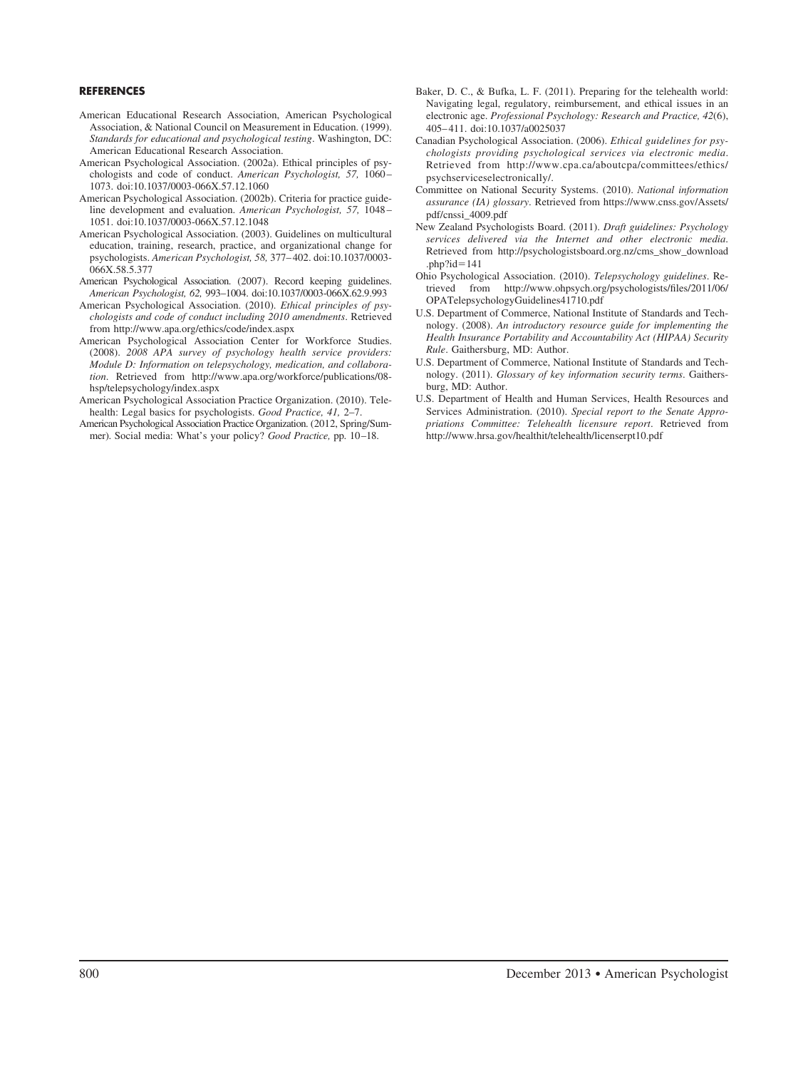## REFERENCES

American Educational Research Association, American Psychological Association, & National Council on Measurement in Education. (1999). *Standards for educational and psychological testing*. Washington, DC: American Educational Research Association.

American Psychological Association. (2002a). Ethical principles of psychologists and code of conduct. *American Psychologist, 57,* 1060–1073. doi:10.1037/0003-066X.57.12.1060

American Psychological Association. (2002b). Criteria for practice guideline development and evaluation. *American Psychologist, 57,* 1048–1051. doi:10.1037/0003-066X.57.12.1048

American Psychological Association. (2003). Guidelines on multicultural education, training, research, practice, and organizational change for psychologists. *American Psychologist, 58,* 377–402. doi:10.1037/0003-066X.58.5.377

American Psychological Association. (2007). Record keeping guidelines. *American Psychologist, 62,* 993–1004. doi:10.1037/0003-066X.62.9.993

American Psychological Association. (2010). *Ethical principles of psychologists and code of conduct including 2010 amendments*. Retrieved from http://www.apa.org/ethics/code/index.aspx

American Psychological Association Center for Workforce Studies. (2008). *2008 APA survey of psychology health service providers: Module D: Information on telepsychology, medication, and collaboration*. Retrieved from http://www.apa.org/workforce/publications/08-hsp/telepsychology/index.aspx

American Psychological Association Practice Organization. (2010). Telehealth: Legal basics for psychologists. *Good Practice, 41,* 2–7.

American Psychological Association Practice Organization. (2012, Spring/Summer). Social media: What's your policy? *Good Practice,* pp. 10–18.

Baker, D. C., & Bufka, L. F. (2011). Preparing for the telehealth world: Navigating legal, regulatory, reimbursement, and ethical issues in an electronic age. *Professional Psychology: Research and Practice, 42*(6), 405–411. doi:10.1037/a0025037

Canadian Psychological Association. (2006). *Ethical guidelines for psychologists providing psychological services via electronic media*. Retrieved from http://www.cpa.ca/aboutcpa/committees/ethics/psychserviceselectronically/.

Committee on National Security Systems. (2010). *National information assurance (IA) glossary*. Retrieved from https://www.cnss.gov/Assets/pdf/cnssi_4009.pdf

New Zealand Psychologists Board. (2011). *Draft guidelines: Psychology services delivered via the Internet and other electronic media*. Retrieved from http://psychologistsboard.org.nz/cms_show_download.php?id=141

Ohio Psychological Association. (2010). *Telepsychology guidelines*. Retrieved from http://www.ohpsych.org/psychologists/files/2011/06/OPATelepsychologyGuidelines41710.pdf

U.S. Department of Commerce, National Institute of Standards and Technology. (2008). *An introductory resource guide for implementing the Health Insurance Portability and Accountability Act (HIPAA) Security Rule*. Gaithersburg, MD: Author.

U.S. Department of Commerce, National Institute of Standards and Technology. (2011). *Glossary of key information security terms*. Gaithersburg, MD: Author.

U.S. Department of Health and Human Services, Health Resources and Services Administration. (2010). *Special report to the Senate Appropriations Committee: Telehealth licensure report*. Retrieved from http://www.hrsa.gov/healthit/telehealth/licenserpt10.pdf